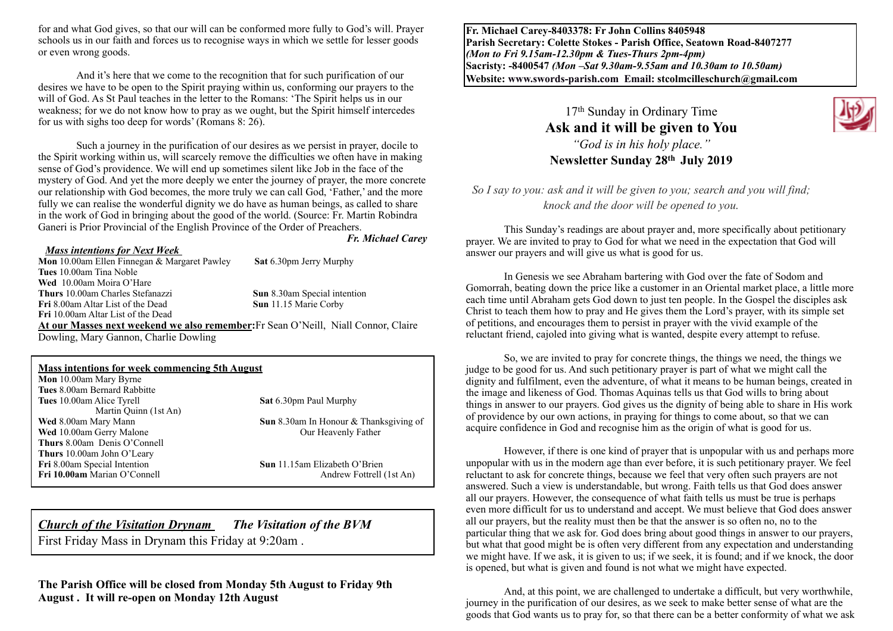for and what God gives, so that our will can be conformed more fully to God's will. Prayer schools us in our faith and forces us to recognise ways in which we settle for lesser goods or even wrong goods.

And it's here that we come to the recognition that for such purification of our desires we have to be open to the Spirit praying within us, conforming our prayers to the will of God. As St Paul teaches in the letter to the Romans: 'The Spirit helps us in our weakness; for we do not know how to pray as we ought, but the Spirit himself intercedes for us with sighs too deep for words' (Romans 8: 26).

Such a journey in the purification of our desires as we persist in prayer, docile to the Spirit working within us, will scarcely remove the difficulties we often have in making sense of God's providence. We will end up sometimes silent like Job in the face of the mystery of God. And yet the more deeply we enter the journey of prayer, the more concrete our relationship with God becomes, the more truly we can call God, 'Father,' and the more fully we can realise the wonderful dignity we do have as human beings, as called to share in the work of God in bringing about the good of the world. (Source: Fr. Martin Robindra Ganeri is Prior Provincial of the English Province of the Order of Preachers.

***Fr. Michael Carey***

***Mass intentions for Next Week***

**Mon** 10.00am Ellen Finnegan & Margaret Pawley
**Tues** 10.00am Tina Noble
**Wed** 10.00am Moira O'Hare
**Thurs** 10.00am Charles Stefanazzi
**Fri** 8.00am Altar List of the Dead
**Fri** 10.00am Altar List of the Dead
**Sat** 6.30pm Jerry Murphy
**Sun** 8.30am Special intention
**Sun** 11.15 Marie Corby

**At our Masses next weekend we also remember:** Fr Sean O'Neill, Niall Connor, Claire Dowling, Mary Gannon, Charlie Dowling

**Mass intentions for week commencing 5th August**

**Mon** 10.00am Mary Byrne
**Tues** 8.00am Bernard Rabbitte
**Tues** 10.00am Alice Tyrell
Martin Quinn (1st An)
**Wed** 8.00am Mary Mann
**Wed** 10.00am Gerry Malone
**Thurs** 8.00am Denis O'Connell
**Thurs** 10.00am John O'Leary
**Fri** 8.00am Special Intention
**Fri 10.00am** Marian O'Connell
**Sat** 6.30pm Paul Murphy
**Sun** 8.30am In Honour & Thanksgiving of Our Heavenly Father
**Sun** 11.15am Elizabeth O'Brien
Andrew Fottrell (1st An)

***Church of the Visitation Drynam*** ***The Visitation of the BVM***

First Friday Mass in Drynam this Friday at 9:20am .

**The Parish Office will be closed from Monday 5th August to Friday 9th August . It will re-open on Monday 12th August**

**Fr. Michael Carey-8403378: Fr John Collins 8405948**
**Parish Secretary: Colette Stokes - Parish Office, Seatown Road-8407277**
***(Mon to Fri 9.15am-12.30pm & Tues-Thurs 2pm-4pm)***
**Sacristy: -8400547** ***(Mon –Sat 9.30am-9.55am and 10.30am to 10.50am)***
**Website: www.swords-parish.com Email: stcolmcilleschurch@gmail.com**

17th Sunday in Ordinary Time

# Ask and it will be given to You

*"God is in his holy place."*

**Newsletter Sunday 28th July 2019**

*So I say to you: ask and it will be given to you; search and you will find; knock and the door will be opened to you.*

This Sunday's readings are about prayer and, more specifically about petitionary prayer. We are invited to pray to God for what we need in the expectation that God will answer our prayers and will give us what is good for us.

In Genesis we see Abraham bartering with God over the fate of Sodom and Gomorrah, beating down the price like a customer in an Oriental market place, a little more each time until Abraham gets God down to just ten people. In the Gospel the disciples ask Christ to teach them how to pray and He gives them the Lord's prayer, with its simple set of petitions, and encourages them to persist in prayer with the vivid example of the reluctant friend, cajoled into giving what is wanted, despite every attempt to refuse.

So, we are invited to pray for concrete things, the things we need, the things we judge to be good for us. And such petitionary prayer is part of what we might call the dignity and fulfilment, even the adventure, of what it means to be human beings, created in the image and likeness of God. Thomas Aquinas tells us that God wills to bring about things in answer to our prayers. God gives us the dignity of being able to share in His work of providence by our own actions, in praying for things to come about, so that we can acquire confidence in God and recognise him as the origin of what is good for us.

However, if there is one kind of prayer that is unpopular with us and perhaps more unpopular with us in the modern age than ever before, it is such petitionary prayer. We feel reluctant to ask for concrete things, because we feel that very often such prayers are not answered. Such a view is understandable, but wrong. Faith tells us that God does answer all our prayers. However, the consequence of what faith tells us must be true is perhaps even more difficult for us to understand and accept. We must believe that God does answer all our prayers, but the reality must then be that the answer is so often no, no to the particular thing that we ask for. God does bring about good things in answer to our prayers, but what that good might be is often very different from any expectation and understanding we might have. If we ask, it is given to us; if we seek, it is found; and if we knock, the door is opened, but what is given and found is not what we might have expected.

And, at this point, we are challenged to undertake a difficult, but very worthwhile, journey in the purification of our desires, as we seek to make better sense of what are the goods that God wants us to pray for, so that there can be a better conformity of what we ask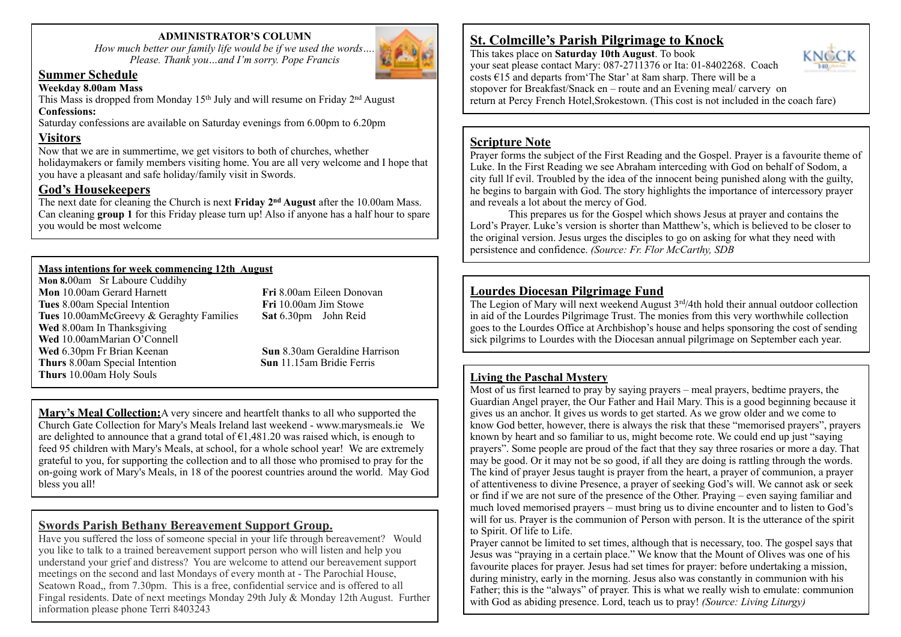**ADMINISTRATOR'S COLUMN**

*How much better our family life would be if we used the words…. Please. Thank you…and I'm sorry. Pope Francis*

## Summer Schedule

**Weekday 8.00am Mass**

This Mass is dropped from Monday 15th July and will resume on Friday 2nd August

**Confessions:**

Saturday confessions are available on Saturday evenings from 6.00pm to 6.20pm

## Visitors

Now that we are in summertime, we get visitors to both of churches, whether holidaymakers or family members visiting home. You are all very welcome and I hope that you have a pleasant and safe holiday/family visit in Swords.

## God's Housekeepers

The next date for cleaning the Church is next **Friday 2nd August** after the 10.00am Mass. Can cleaning **group 1** for this Friday please turn up! Also if anyone has a half hour to spare you would be most welcome

**Mass intentions for week commencing 12th August**

**Mon 8.**00am Sr Laboure Cuddihy
**Mon** 10.00am Gerard Harnett
**Tues** 8.00am Special Intention
**Tues** 10.00amMcGreevy & Geraghty Families
**Wed** 8.00am In Thanksgiving
**Wed** 10.00amMarian O'Connell
**Wed** 6.30pm Fr Brian Keenan
**Thurs** 8.00am Special Intention
**Thurs** 10.00am Holy Souls
**Fri** 8.00am Eileen Donovan
**Fri** 10.00am Jim Stowe
**Sat** 6.30pm John Reid
**Sun** 8.30am Geraldine Harrison
**Sun** 11.15am Bridie Ferris

**Mary's Meal Collection:** A very sincere and heartfelt thanks to all who supported the Church Gate Collection for Mary's Meals Ireland last weekend - www.marysmeals.ie We are delighted to announce that a grand total of €1,481.20 was raised which, is enough to feed 95 children with Mary's Meals, at school, for a whole school year! We are extremely grateful to you, for supporting the collection and to all those who promised to pray for the on-going work of Mary's Meals, in 18 of the poorest countries around the world. May God bless you all!

## Swords Parish Bethany Bereavement Support Group.

Have you suffered the loss of someone special in your life through bereavement? Would you like to talk to a trained bereavement support person who will listen and help you understand your grief and distress? You are welcome to attend our bereavement support meetings on the second and last Mondays of every month at - The Parochial House, Seatown Road,, from 7.30pm. This is a free, confidential service and is offered to all Fingal residents. Date of next meetings Monday 29th July & Monday 12th August. Further information please phone Terri 8403243

## St. Colmcille's Parish Pilgrimage to Knock

This takes place on **Saturday 10th August**. To book your seat please contact Mary: 087-2711376 or Ita: 01-8402268. Coach costs €15 and departs from'The Star' at 8am sharp. There will be a stopover for Breakfast/Snack en – route and an Evening meal/ carvery on return at Percy French Hotel,Srokestown. (This cost is not included in the coach fare)

## Scripture Note

Prayer forms the subject of the First Reading and the Gospel. Prayer is a favourite theme of Luke. In the First Reading we see Abraham interceding with God on behalf of Sodom, a city full lf evil. Troubled by the idea of the innocent being punished along with the guilty, he begins to bargain with God. The story highlights the importance of intercessory prayer and reveals a lot about the mercy of God.

This prepares us for the Gospel which shows Jesus at prayer and contains the Lord's Prayer. Luke's version is shorter than Matthew's, which is believed to be closer to the original version. Jesus urges the disciples to go on asking for what they need with persistence and confidence. *(Source: Fr. Flor McCarthy, SDB*

## Lourdes Diocesan Pilgrimage Fund

The Legion of Mary will next weekend August 3rd/4th hold their annual outdoor collection in aid of the Lourdes Pilgrimage Trust. The monies from this very worthwhile collection goes to the Lourdes Office at Archbishop's house and helps sponsoring the cost of sending sick pilgrims to Lourdes with the Diocesan annual pilgrimage on September each year.

## Living the Paschal Mystery

Most of us first learned to pray by saying prayers – meal prayers, bedtime prayers, the Guardian Angel prayer, the Our Father and Hail Mary. This is a good beginning because it gives us an anchor. It gives us words to get started. As we grow older and we come to know God better, however, there is always the risk that these "memorised prayers", prayers known by heart and so familiar to us, might become rote. We could end up just "saying prayers". Some people are proud of the fact that they say three rosaries or more a day. That may be good. Or it may not be so good, if all they are doing is rattling through the words. The kind of prayer Jesus taught is prayer from the heart, a prayer of communion, a prayer of attentiveness to divine Presence, a prayer of seeking God's will. We cannot ask or seek or find if we are not sure of the presence of the Other. Praying – even saying familiar and much loved memorised prayers – must bring us to divine encounter and to listen to God's will for us. Prayer is the communion of Person with person. It is the utterance of the spirit to Spirit. Of life to Life.

Prayer cannot be limited to set times, although that is necessary, too. The gospel says that Jesus was "praying in a certain place." We know that the Mount of Olives was one of his favourite places for prayer. Jesus had set times for prayer: before undertaking a mission, during ministry, early in the morning. Jesus also was constantly in communion with his Father; this is the "always" of prayer. This is what we really wish to emulate: communion with God as abiding presence. Lord, teach us to pray! *(Source: Living Liturgy)*